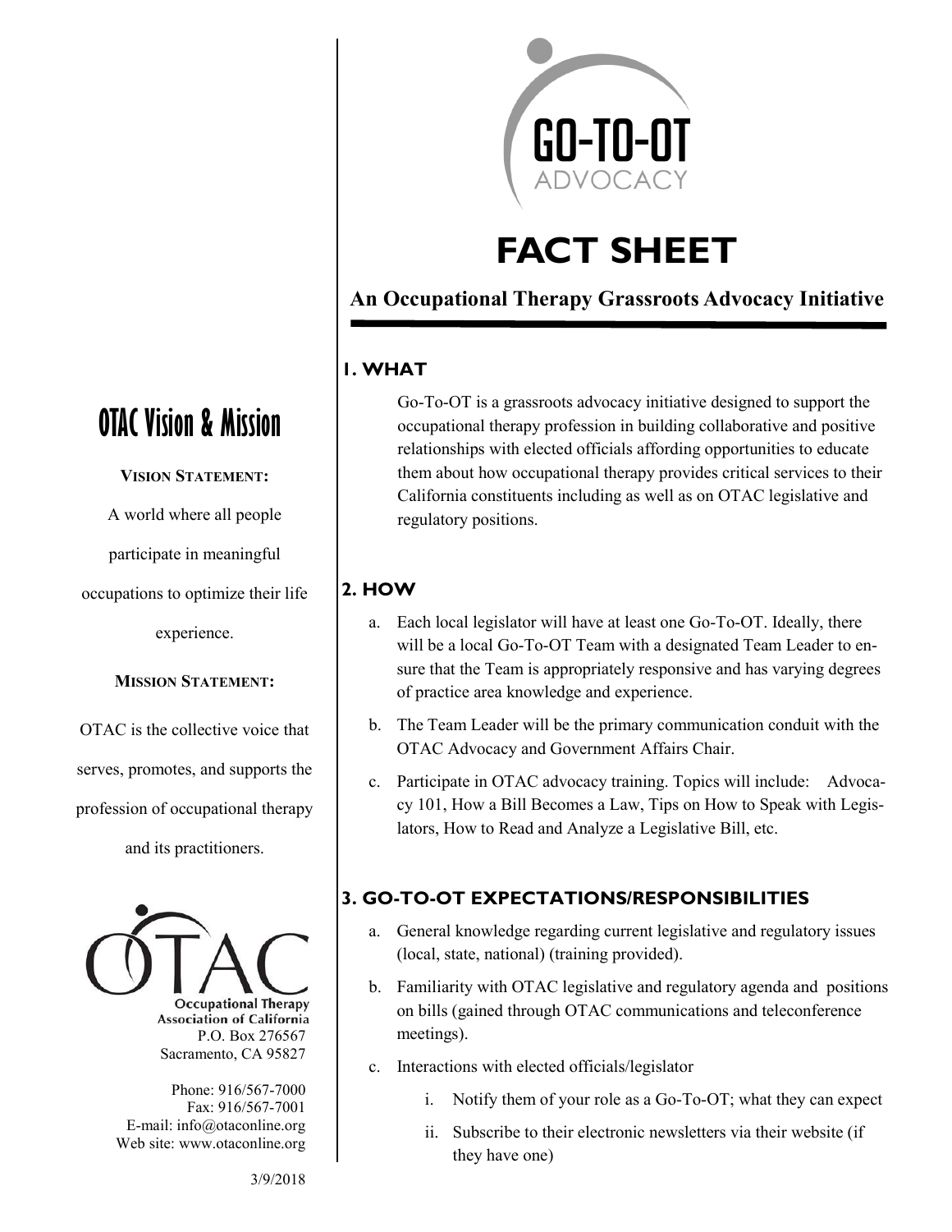GO-TO-OT
ADVOCACY

# FACT SHEET

## An Occupational Therapy Grassroots Advocacy Initiative

### 1. WHAT

Go-To-OT is a grassroots advocacy initiative designed to support the occupational therapy profession in building collaborative and positive relationships with elected officials affording opportunities to educate them about how occupational therapy provides critical services to their California constituents including as well as on OTAC legislative and regulatory positions.

### 2. HOW

a. Each local legislator will have at least one Go-To-OT. Ideally, there will be a local Go-To-OT Team with a designated Team Leader to ensure that the Team is appropriately responsive and has varying degrees of practice area knowledge and experience.

b. The Team Leader will be the primary communication conduit with the OTAC Advocacy and Government Affairs Chair.

c. Participate in OTAC advocacy training. Topics will include: Advocacy 101, How a Bill Becomes a Law, Tips on How to Speak with Legislators, How to Read and Analyze a Legislative Bill, etc.

### 3. GO-TO-OT EXPECTATIONS/RESPONSIBILITIES

a. General knowledge regarding current legislative and regulatory issues (local, state, national) (training provided).

b. Familiarity with OTAC legislative and regulatory agenda and positions on bills (gained through OTAC communications and teleconference meetings).

c. Interactions with elected officials/legislator

   i. Notify them of your role as a Go-To-OT; what they can expect

   ii. Subscribe to their electronic newsletters via their website (if they have one)

## OTAC Vision & Mission

**VISION STATEMENT:**

A world where all people participate in meaningful occupations to optimize their life experience.

**MISSION STATEMENT:**

OTAC is the collective voice that serves, promotes, and supports the profession of occupational therapy and its practitioners.

OTAC
Occupational Therapy Association of California
P.O. Box 276567
Sacramento, CA 95827

Phone: 916/567-7000
Fax: 916/567-7001
E-mail: info@otaconline.org
Web site: www.otaconline.org

3/9/2018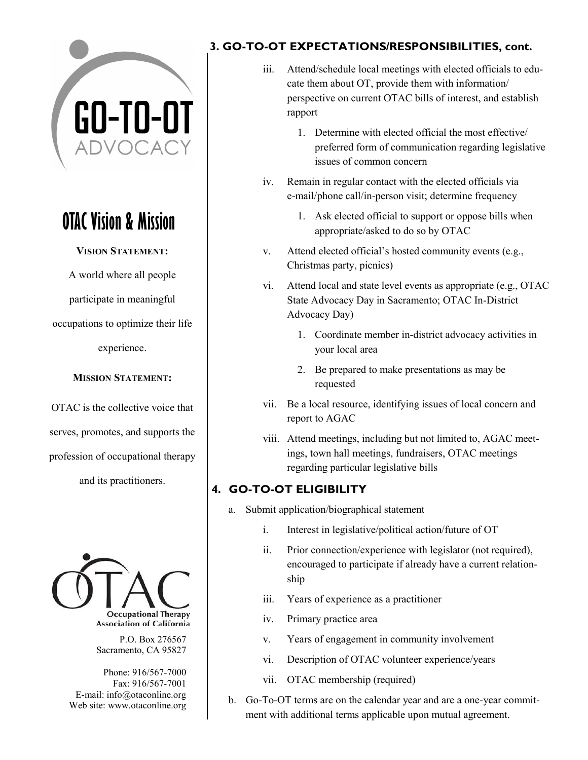GO-TO-OT
ADVOCACY

# OTAC Vision & Mission

**Vision Statement:**

A world where all people participate in meaningful occupations to optimize their life experience.

**Mission Statement:**

OTAC is the collective voice that serves, promotes, and supports the profession of occupational therapy and its practitioners.

OTAC
Occupational Therapy Association of California

P.O. Box 276567
Sacramento, CA 95827

Phone: 916/567-7000
Fax: 916/567-7001
E-mail: info@otaconline.org
Web site: www.otaconline.org

## 3. GO-TO-OT EXPECTATIONS/RESPONSIBILITIES, cont.

iii. Attend/schedule local meetings with elected officials to educate them about OT, provide them with information/ perspective on current OTAC bills of interest, and establish rapport

   1. Determine with elected official the most effective/ preferred form of communication regarding legislative issues of common concern

iv. Remain in regular contact with the elected officials via e-mail/phone call/in-person visit; determine frequency

   1. Ask elected official to support or oppose bills when appropriate/asked to do so by OTAC

v. Attend elected official's hosted community events (e.g., Christmas party, picnics)

vi. Attend local and state level events as appropriate (e.g., OTAC State Advocacy Day in Sacramento; OTAC In-District Advocacy Day)

   1. Coordinate member in-district advocacy activities in your local area
   2. Be prepared to make presentations as may be requested

vii. Be a local resource, identifying issues of local concern and report to AGAC

viii. Attend meetings, including but not limited to, AGAC meetings, town hall meetings, fundraisers, OTAC meetings regarding particular legislative bills

## 4. GO-TO-OT ELIGIBILITY

a. Submit application/biographical statement

   i. Interest in legislative/political action/future of OT
   ii. Prior connection/experience with legislator (not required), encouraged to participate if already have a current relationship
   iii. Years of experience as a practitioner
   iv. Primary practice area
   v. Years of engagement in community involvement
   vi. Description of OTAC volunteer experience/years
   vii. OTAC membership (required)

b. Go-To-OT terms are on the calendar year and are a one-year commitment with additional terms applicable upon mutual agreement.